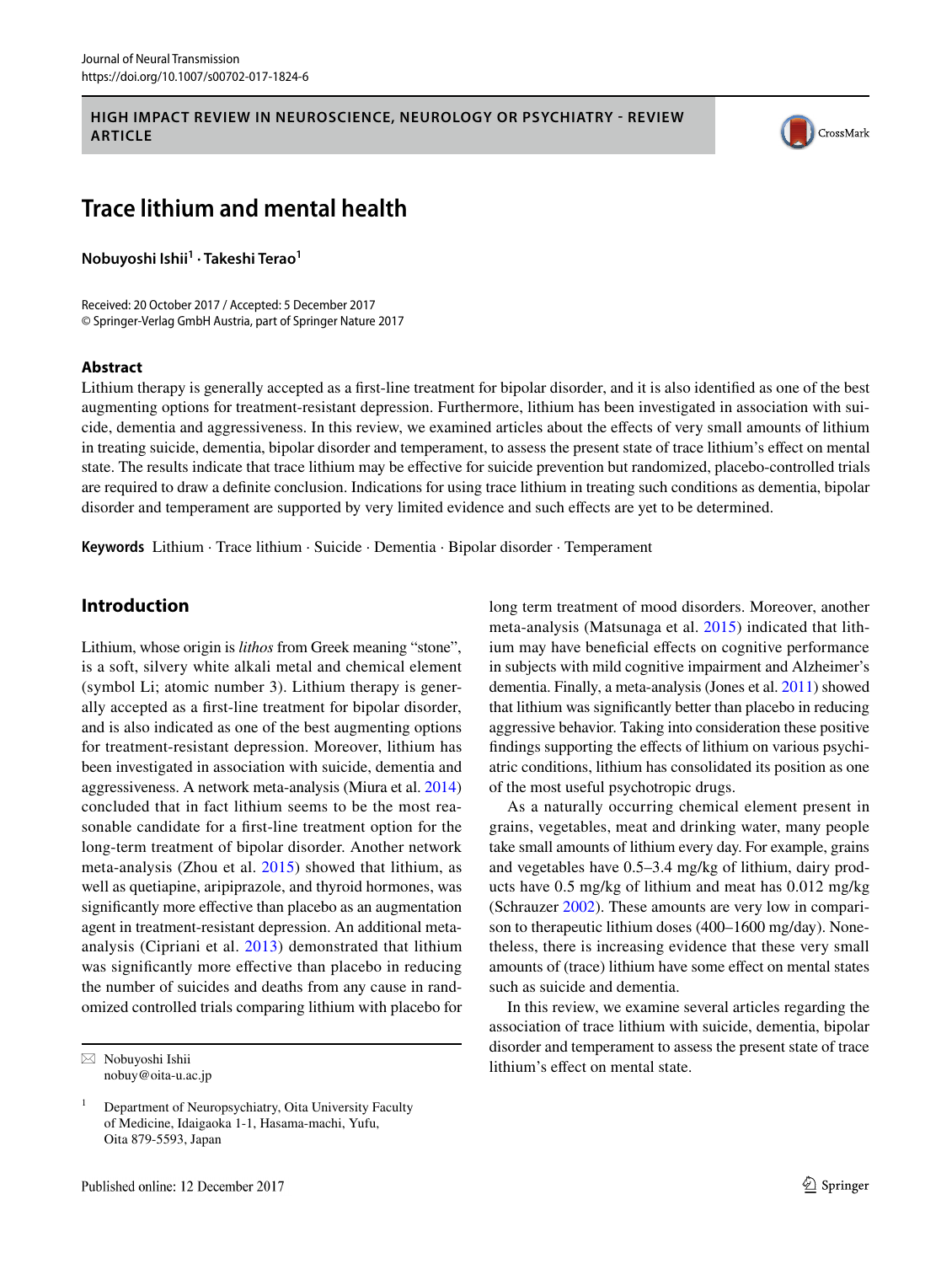HIGH IMPACT REVIEW IN NEUROSCIENCE, NEUROLOGY OR PSYCHIATRY - REVIEW ARTICLE

# Trace lithium and mental health

**Nobuyoshi Ishii[1] · Takeshi Terao[1]**

Received: 20 October 2017 / Accepted: 5 December 2017
© Springer-Verlag GmbH Austria, part of Springer Nature 2017

## Abstract

Lithium therapy is generally accepted as a first-line treatment for bipolar disorder, and it is also identified as one of the best augmenting options for treatment-resistant depression. Furthermore, lithium has been investigated in association with suicide, dementia and aggressiveness. In this review, we examined articles about the effects of very small amounts of lithium in treating suicide, dementia, bipolar disorder and temperament, to assess the present state of trace lithium's effect on mental state. The results indicate that trace lithium may be effective for suicide prevention but randomized, placebo-controlled trials are required to draw a definite conclusion. Indications for using trace lithium in treating such conditions as dementia, bipolar disorder and temperament are supported by very limited evidence and such effects are yet to be determined.

**Keywords** Lithium · Trace lithium · Suicide · Dementia · Bipolar disorder · Temperament

## Introduction

Lithium, whose origin is *lithos* from Greek meaning "stone", is a soft, silvery white alkali metal and chemical element (symbol Li; atomic number 3). Lithium therapy is generally accepted as a first-line treatment for bipolar disorder, and is also indicated as one of the best augmenting options for treatment-resistant depression. Moreover, lithium has been investigated in association with suicide, dementia and aggressiveness. A network meta-analysis (Miura et al. 2014) concluded that in fact lithium seems to be the most reasonable candidate for a first-line treatment option for the long-term treatment of bipolar disorder. Another network meta-analysis (Zhou et al. 2015) showed that lithium, as well as quetiapine, aripiprazole, and thyroid hormones, was significantly more effective than placebo as an augmentation agent in treatment-resistant depression. An additional meta-analysis (Cipriani et al. 2013) demonstrated that lithium was significantly more effective than placebo in reducing the number of suicides and deaths from any cause in randomized controlled trials comparing lithium with placebo for long term treatment of mood disorders. Moreover, another meta-analysis (Matsunaga et al. 2015) indicated that lithium may have beneficial effects on cognitive performance in subjects with mild cognitive impairment and Alzheimer's dementia. Finally, a meta-analysis (Jones et al. 2011) showed that lithium was significantly better than placebo in reducing aggressive behavior. Taking into consideration these positive findings supporting the effects of lithium on various psychiatric conditions, lithium has consolidated its position as one of the most useful psychotropic drugs.

As a naturally occurring chemical element present in grains, vegetables, meat and drinking water, many people take small amounts of lithium every day. For example, grains and vegetables have 0.5–3.4 mg/kg of lithium, dairy products have 0.5 mg/kg of lithium and meat has 0.012 mg/kg (Schrauzer 2002). These amounts are very low in comparison to therapeutic lithium doses (400–1600 mg/day). Nonetheless, there is increasing evidence that these very small amounts of (trace) lithium have some effect on mental states such as suicide and dementia.

In this review, we examine several articles regarding the association of trace lithium with suicide, dementia, bipolar disorder and temperament to assess the present state of trace lithium's effect on mental state.

✉ Nobuyoshi Ishii
nobuy@oita-u.ac.jp

[1] Department of Neuropsychiatry, Oita University Faculty of Medicine, Idaigaoka 1-1, Hasama-machi, Yufu, Oita 879-5593, Japan

Published online: 12 December 2017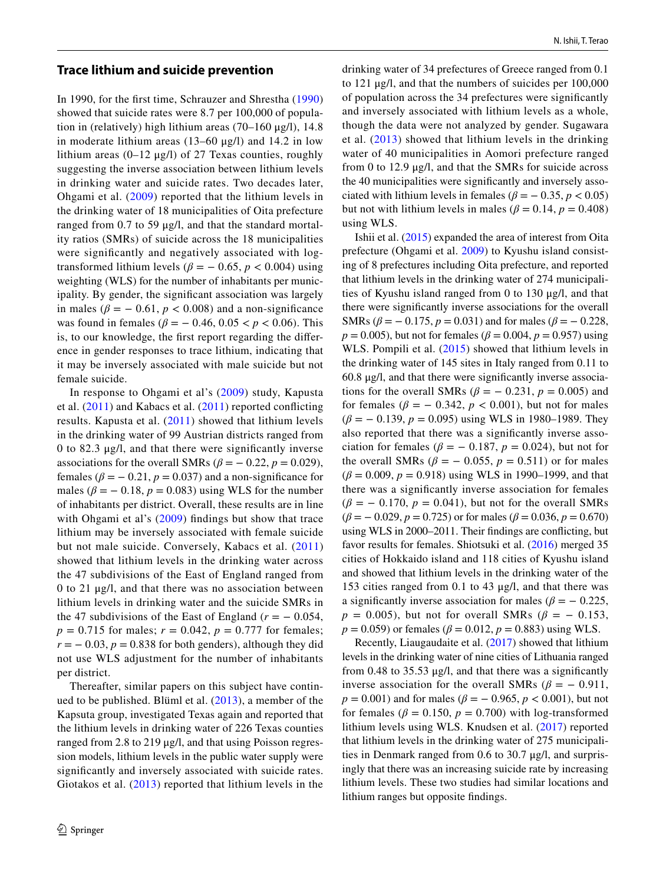## Trace lithium and suicide prevention

In 1990, for the first time, Schrauzer and Shrestha (1990) showed that suicide rates were 8.7 per 100,000 of population in (relatively) high lithium areas (70–160 µg/l), 14.8 in moderate lithium areas (13–60 µg/l) and 14.2 in low lithium areas (0–12 µg/l) of 27 Texas counties, roughly suggesting the inverse association between lithium levels in drinking water and suicide rates. Two decades later, Ohgami et al. (2009) reported that the lithium levels in the drinking water of 18 municipalities of Oita prefecture ranged from 0.7 to 59 µg/l, and that the standard mortality ratios (SMRs) of suicide across the 18 municipalities were significantly and negatively associated with log-transformed lithium levels ($\beta = -0.65$, $p < 0.004$) using weighting (WLS) for the number of inhabitants per municipality. By gender, the significant association was largely in males ($\beta = -0.61$, $p < 0.008$) and a non-significance was found in females ($\beta = -0.46$, $0.05 < p < 0.06$). This is, to our knowledge, the first report regarding the difference in gender responses to trace lithium, indicating that it may be inversely associated with male suicide but not female suicide.

In response to Ohgami et al's (2009) study, Kapusta et al. (2011) and Kabacs et al. (2011) reported conflicting results. Kapusta et al. (2011) showed that lithium levels in the drinking water of 99 Austrian districts ranged from 0 to 82.3 µg/l, and that there were significantly inverse associations for the overall SMRs ($\beta = -0.22$, $p = 0.029$), females ($\beta = -0.21$, $p = 0.037$) and a non-significance for males ($\beta = -0.18$, $p = 0.083$) using WLS for the number of inhabitants per district. Overall, these results are in line with Ohgami et al's (2009) findings but show that trace lithium may be inversely associated with female suicide but not male suicide. Conversely, Kabacs et al. (2011) showed that lithium levels in the drinking water across the 47 subdivisions of the East of England ranged from 0 to 21 µg/l, and that there was no association between lithium levels in drinking water and the suicide SMRs in the 47 subdivisions of the East of England ($r = -0.054$, $p = 0.715$ for males; $r = 0.042$, $p = 0.777$ for females; $r = -0.03$, $p = 0.838$ for both genders), although they did not use WLS adjustment for the number of inhabitants per district.

Thereafter, similar papers on this subject have continued to be published. Blüml et al. (2013), a member of the Kapsuta group, investigated Texas again and reported that the lithium levels in drinking water of 226 Texas counties ranged from 2.8 to 219 µg/l, and that using Poisson regression models, lithium levels in the public water supply were significantly and inversely associated with suicide rates. Giotakos et al. (2013) reported that lithium levels in the drinking water of 34 prefectures of Greece ranged from 0.1 to 121 µg/l, and that the numbers of suicides per 100,000 of population across the 34 prefectures were significantly and inversely associated with lithium levels as a whole, though the data were not analyzed by gender. Sugawara et al. (2013) showed that lithium levels in the drinking water of 40 municipalities in Aomori prefecture ranged from 0 to 12.9 µg/l, and that the SMRs for suicide across the 40 municipalities were significantly and inversely associated with lithium levels in females ($\beta = -0.35$, $p < 0.05$) but not with lithium levels in males ($\beta = 0.14$, $p = 0.408$) using WLS.

Ishii et al. (2015) expanded the area of interest from Oita prefecture (Ohgami et al. 2009) to Kyushu island consisting of 8 prefectures including Oita prefecture, and reported that lithium levels in the drinking water of 274 municipalities of Kyushu island ranged from 0 to 130 µg/l, and that there were significantly inverse associations for the overall SMRs ($\beta = -0.175$, $p = 0.031$) and for males ($\beta = -0.228$, $p = 0.005$), but not for females ($\beta = 0.004$, $p = 0.957$) using WLS. Pompili et al. (2015) showed that lithium levels in the drinking water of 145 sites in Italy ranged from 0.11 to 60.8 µg/l, and that there were significantly inverse associations for the overall SMRs ($\beta = -0.231$, $p = 0.005$) and for females ($\beta = -0.342$, $p < 0.001$), but not for males ($\beta = -0.139$, $p = 0.095$) using WLS in 1980–1989. They also reported that there was a significantly inverse association for females ($\beta = -0.187$, $p = 0.024$), but not for the overall SMRs ($\beta = -0.055$, $p = 0.511$) or for males ($\beta = 0.009$, $p = 0.918$) using WLS in 1990–1999, and that there was a significantly inverse association for females ($\beta = -0.170$, $p = 0.041$), but not for the overall SMRs ($\beta = -0.029$, $p = 0.725$) or for males ($\beta = 0.036$, $p = 0.670$) using WLS in 2000–2011. Their findings are conflicting, but favor results for females. Shiotsuki et al. (2016) merged 35 cities of Hokkaido island and 118 cities of Kyushu island and showed that lithium levels in the drinking water of the 153 cities ranged from 0.1 to 43 µg/l, and that there was a significantly inverse association for males ($\beta = -0.225$, $p = 0.005$), but not for overall SMRs ($\beta = -0.153$, $p = 0.059$) or females ($\beta = 0.012$, $p = 0.883$) using WLS.

Recently, Liaugaudaite et al. (2017) showed that lithium levels in the drinking water of nine cities of Lithuania ranged from 0.48 to 35.53 µg/l, and that there was a significantly inverse association for the overall SMRs ($\beta = -0.911$, $p = 0.001$) and for males ($\beta = -0.965$, $p < 0.001$), but not for females ($\beta = 0.150$, $p = 0.700$) with log-transformed lithium levels using WLS. Knudsen et al. (2017) reported that lithium levels in the drinking water of 275 municipalities in Denmark ranged from 0.6 to 30.7 µg/l, and surprisingly that there was an increasing suicide rate by increasing lithium levels. These two studies had similar locations and lithium ranges but opposite findings.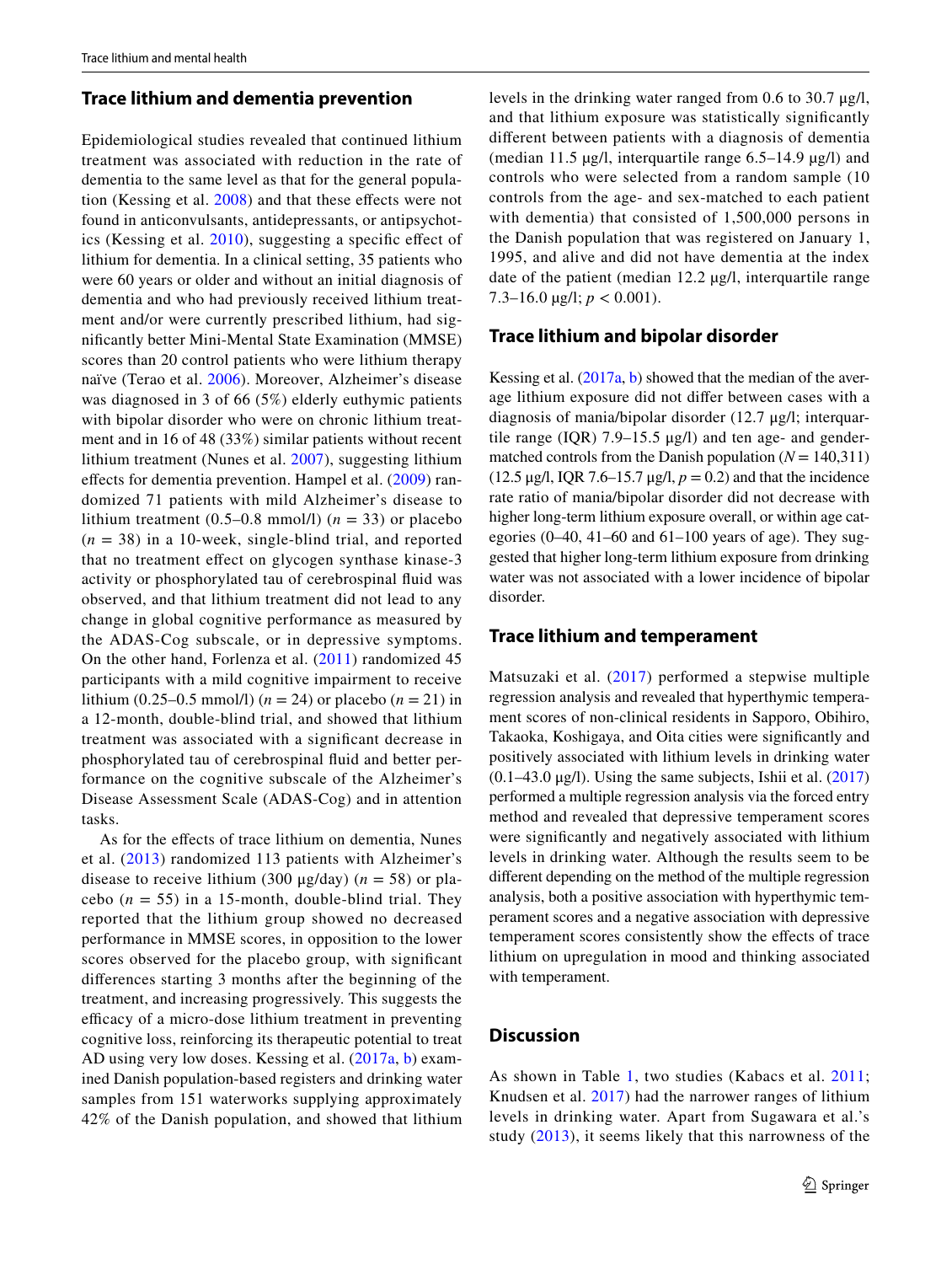## Trace lithium and dementia prevention

Epidemiological studies revealed that continued lithium treatment was associated with reduction in the rate of dementia to the same level as that for the general population (Kessing et al. 2008) and that these effects were not found in anticonvulsants, antidepressants, or antipsychotics (Kessing et al. 2010), suggesting a specific effect of lithium for dementia. In a clinical setting, 35 patients who were 60 years or older and without an initial diagnosis of dementia and who had previously received lithium treatment and/or were currently prescribed lithium, had significantly better Mini-Mental State Examination (MMSE) scores than 20 control patients who were lithium therapy naïve (Terao et al. 2006). Moreover, Alzheimer's disease was diagnosed in 3 of 66 (5%) elderly euthymic patients with bipolar disorder who were on chronic lithium treatment and in 16 of 48 (33%) similar patients without recent lithium treatment (Nunes et al. 2007), suggesting lithium effects for dementia prevention. Hampel et al. (2009) randomized 71 patients with mild Alzheimer's disease to lithium treatment (0.5–0.8 mmol/l) ($n$ = 33) or placebo ($n$ = 38) in a 10-week, single-blind trial, and reported that no treatment effect on glycogen synthase kinase-3 activity or phosphorylated tau of cerebrospinal fluid was observed, and that lithium treatment did not lead to any change in global cognitive performance as measured by the ADAS-Cog subscale, or in depressive symptoms. On the other hand, Forlenza et al. (2011) randomized 45 participants with a mild cognitive impairment to receive lithium (0.25–0.5 mmol/l) ($n$ = 24) or placebo ($n$ = 21) in a 12-month, double-blind trial, and showed that lithium treatment was associated with a significant decrease in phosphorylated tau of cerebrospinal fluid and better performance on the cognitive subscale of the Alzheimer's Disease Assessment Scale (ADAS-Cog) and in attention tasks.

As for the effects of trace lithium on dementia, Nunes et al. (2013) randomized 113 patients with Alzheimer's disease to receive lithium (300 µg/day) ($n$ = 58) or placebo ($n$ = 55) in a 15-month, double-blind trial. They reported that the lithium group showed no decreased performance in MMSE scores, in opposition to the lower scores observed for the placebo group, with significant differences starting 3 months after the beginning of the treatment, and increasing progressively. This suggests the efficacy of a micro-dose lithium treatment in preventing cognitive loss, reinforcing its therapeutic potential to treat AD using very low doses. Kessing et al. (2017a, b) examined Danish population-based registers and drinking water samples from 151 waterworks supplying approximately 42% of the Danish population, and showed that lithium levels in the drinking water ranged from 0.6 to 30.7 µg/l, and that lithium exposure was statistically significantly different between patients with a diagnosis of dementia (median 11.5 µg/l, interquartile range 6.5–14.9 µg/l) and controls who were selected from a random sample (10 controls from the age- and sex-matched to each patient with dementia) that consisted of 1,500,000 persons in the Danish population that was registered on January 1, 1995, and alive and did not have dementia at the index date of the patient (median 12.2 µg/l, interquartile range 7.3–16.0 µg/l; $p < 0.001$).

## Trace lithium and bipolar disorder

Kessing et al. (2017a, b) showed that the median of the average lithium exposure did not differ between cases with a diagnosis of mania/bipolar disorder (12.7 µg/l; interquartile range (IQR) 7.9–15.5 µg/l) and ten age- and gender-matched controls from the Danish population ($N$ = 140,311) (12.5 µg/l, IQR 7.6–15.7 µg/l, $p = 0.2$) and that the incidence rate ratio of mania/bipolar disorder did not decrease with higher long-term lithium exposure overall, or within age categories (0–40, 41–60 and 61–100 years of age). They suggested that higher long-term lithium exposure from drinking water was not associated with a lower incidence of bipolar disorder.

## Trace lithium and temperament

Matsuzaki et al. (2017) performed a stepwise multiple regression analysis and revealed that hyperthymic temperament scores of non-clinical residents in Sapporo, Obihiro, Takaoka, Koshigaya, and Oita cities were significantly and positively associated with lithium levels in drinking water (0.1–43.0 µg/l). Using the same subjects, Ishii et al. (2017) performed a multiple regression analysis via the forced entry method and revealed that depressive temperament scores were significantly and negatively associated with lithium levels in drinking water. Although the results seem to be different depending on the method of the multiple regression analysis, both a positive association with hyperthymic temperament scores and a negative association with depressive temperament scores consistently show the effects of trace lithium on upregulation in mood and thinking associated with temperament.

## Discussion

As shown in Table 1, two studies (Kabacs et al. 2011; Knudsen et al. 2017) had the narrower ranges of lithium levels in drinking water. Apart from Sugawara et al.'s study (2013), it seems likely that this narrowness of the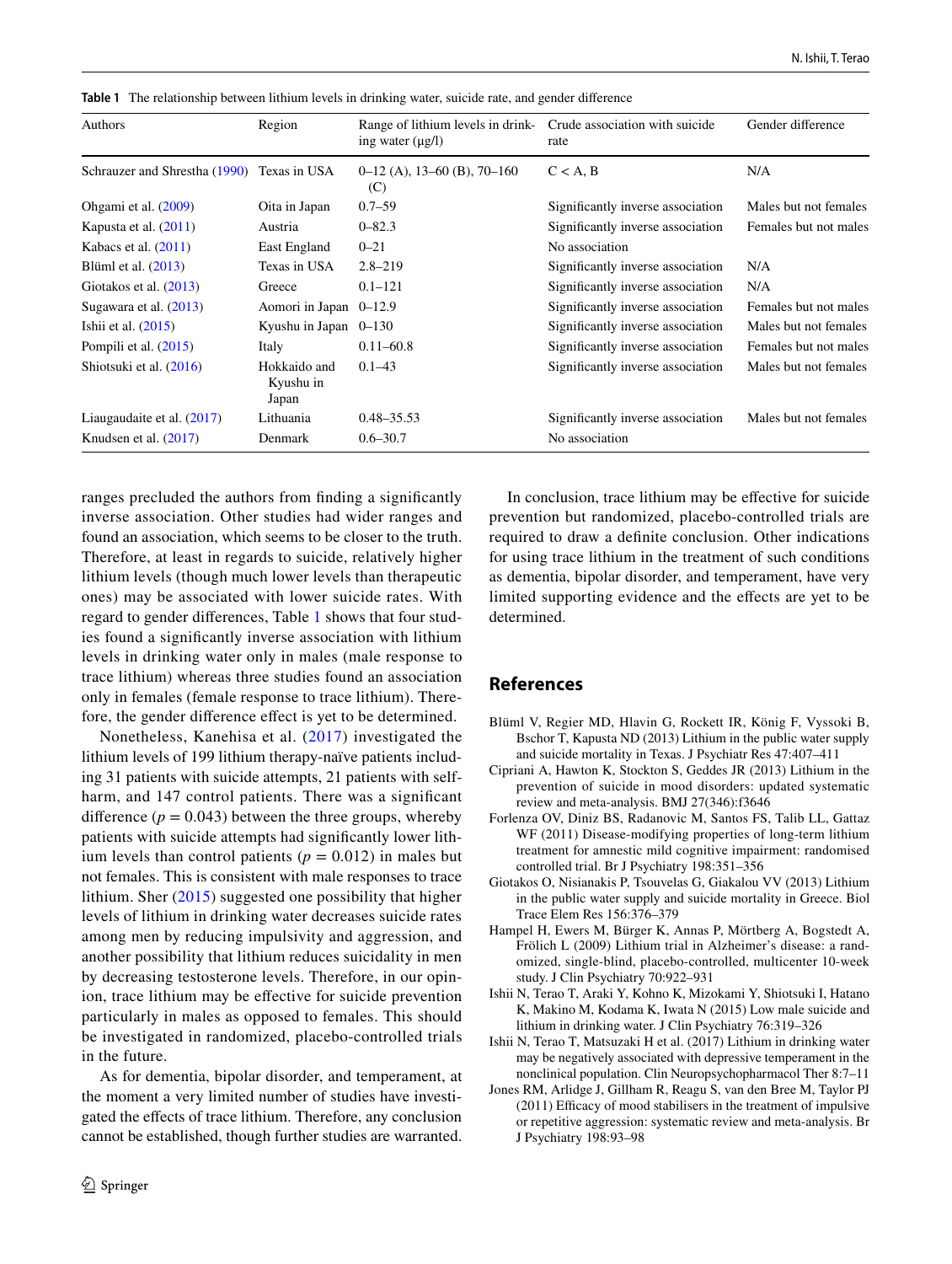**Table 1** The relationship between lithium levels in drinking water, suicide rate, and gender difference

| Authors | Region | Range of lithium levels in drinking water (μg/l) | Crude association with suicide rate | Gender difference |
|---|---|---|---|---|
| Schrauzer and Shrestha (1990) | Texas in USA | 0–12 (A), 13–60 (B), 70–160 (C) | C < A, B | N/A |
| Ohgami et al. (2009) | Oita in Japan | 0.7–59 | Significantly inverse association | Males but not females |
| Kapusta et al. (2011) | Austria | 0–82.3 | Significantly inverse association | Females but not males |
| Kabacs et al. (2011) | East England | 0–21 | No association | |
| Blüml et al. (2013) | Texas in USA | 2.8–219 | Significantly inverse association | N/A |
| Giotakos et al. (2013) | Greece | 0.1–121 | Significantly inverse association | N/A |
| Sugawara et al. (2013) | Aomori in Japan | 0–12.9 | Significantly inverse association | Females but not males |
| Ishii et al. (2015) | Kyushu in Japan | 0–130 | Significantly inverse association | Males but not females |
| Pompili et al. (2015) | Italy | 0.11–60.8 | Significantly inverse association | Females but not males |
| Shiotsuki et al. (2016) | Hokkaido and Kyushu in Japan | 0.1–43 | Significantly inverse association | Males but not females |
| Liaugaudaite et al. (2017) | Lithuania | 0.48–35.53 | Significantly inverse association | Males but not females |
| Knudsen et al. (2017) | Denmark | 0.6–30.7 | No association | |

ranges precluded the authors from finding a significantly inverse association. Other studies had wider ranges and found an association, which seems to be closer to the truth. Therefore, at least in regards to suicide, relatively higher lithium levels (though much lower levels than therapeutic ones) may be associated with lower suicide rates. With regard to gender differences, Table 1 shows that four studies found a significantly inverse association with lithium levels in drinking water only in males (male response to trace lithium) whereas three studies found an association only in females (female response to trace lithium). Therefore, the gender difference effect is yet to be determined.

Nonetheless, Kanehisa et al. (2017) investigated the lithium levels of 199 lithium therapy-naïve patients including 31 patients with suicide attempts, 21 patients with self-harm, and 147 control patients. There was a significant difference ($p = 0.043$) between the three groups, whereby patients with suicide attempts had significantly lower lithium levels than control patients ($p = 0.012$) in males but not females. This is consistent with male responses to trace lithium. Sher (2015) suggested one possibility that higher levels of lithium in drinking water decreases suicide rates among men by reducing impulsivity and aggression, and another possibility that lithium reduces suicidality in men by decreasing testosterone levels. Therefore, in our opinion, trace lithium may be effective for suicide prevention particularly in males as opposed to females. This should be investigated in randomized, placebo-controlled trials in the future.

As for dementia, bipolar disorder, and temperament, at the moment a very limited number of studies have investigated the effects of trace lithium. Therefore, any conclusion cannot be established, though further studies are warranted.

In conclusion, trace lithium may be effective for suicide prevention but randomized, placebo-controlled trials are required to draw a definite conclusion. Other indications for using trace lithium in the treatment of such conditions as dementia, bipolar disorder, and temperament, have very limited supporting evidence and the effects are yet to be determined.

## References

Blüml V, Regier MD, Hlavin G, Rockett IR, König F, Vyssoki B, Bschor T, Kapusta ND (2013) Lithium in the public water supply and suicide mortality in Texas. J Psychiatr Res 47:407–411

Cipriani A, Hawton K, Stockton S, Geddes JR (2013) Lithium in the prevention of suicide in mood disorders: updated systematic review and meta-analysis. BMJ 27(346):f3646

Forlenza OV, Diniz BS, Radanovic M, Santos FS, Talib LL, Gattaz WF (2011) Disease-modifying properties of long-term lithium treatment for amnestic mild cognitive impairment: randomised controlled trial. Br J Psychiatry 198:351–356

Giotakos O, Nisianakis P, Tsouvelas G, Giakalou VV (2013) Lithium in the public water supply and suicide mortality in Greece. Biol Trace Elem Res 156:376–379

Hampel H, Ewers M, Bürger K, Annas P, Mörtberg A, Bogstedt A, Frölich L (2009) Lithium trial in Alzheimer's disease: a randomized, single-blind, placebo-controlled, multicenter 10-week study. J Clin Psychiatry 70:922–931

Ishii N, Terao T, Araki Y, Kohno K, Mizokami Y, Shiotsuki I, Hatano K, Makino M, Kodama K, Iwata N (2015) Low male suicide and lithium in drinking water. J Clin Psychiatry 76:319–326

Ishii N, Terao T, Matsuzaki H et al. (2017) Lithium in drinking water may be negatively associated with depressive temperament in the nonclinical population. Clin Neuropsychopharmacol Ther 8:7–11

Jones RM, Arlidge J, Gillham R, Reagu S, van den Bree M, Taylor PJ (2011) Efficacy of mood stabilisers in the treatment of impulsive or repetitive aggression: systematic review and meta-analysis. Br J Psychiatry 198:93–98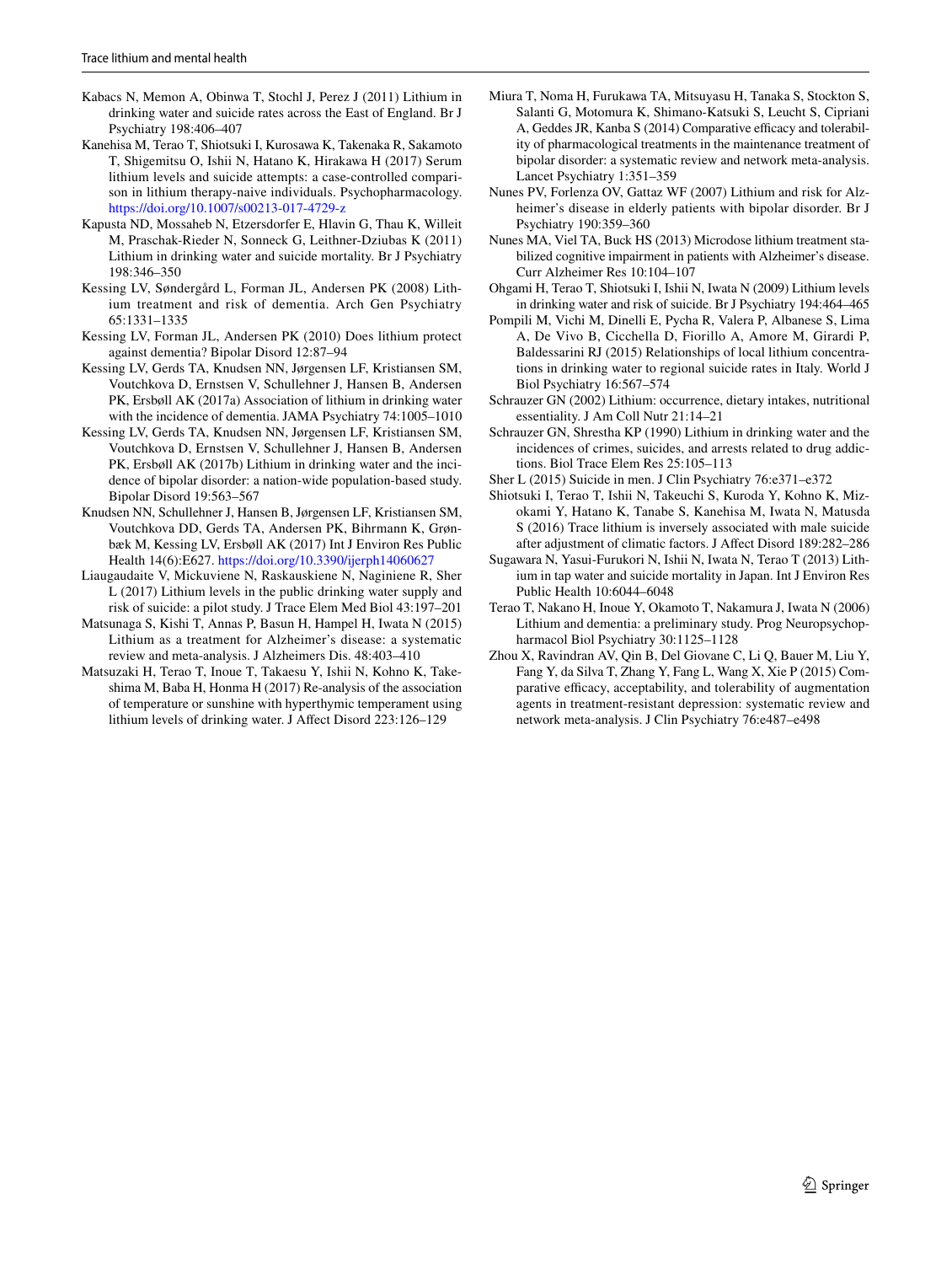Kabacs N, Memon A, Obinwa T, Stochl J, Perez J (2011) Lithium in drinking water and suicide rates across the East of England. Br J Psychiatry 198:406–407

Kanehisa M, Terao T, Shiotsuki I, Kurosawa K, Takenaka R, Sakamoto T, Shigemitsu O, Ishii N, Hatano K, Hirakawa H (2017) Serum lithium levels and suicide attempts: a case-controlled comparison in lithium therapy-naive individuals. Psychopharmacology. https://doi.org/10.1007/s00213-017-4729-z

Kapusta ND, Mossaheb N, Etzersdorfer E, Hlavin G, Thau K, Willeit M, Praschak-Rieder N, Sonneck G, Leithner-Dziubas K (2011) Lithium in drinking water and suicide mortality. Br J Psychiatry 198:346–350

Kessing LV, Søndergård L, Forman JL, Andersen PK (2008) Lithium treatment and risk of dementia. Arch Gen Psychiatry 65:1331–1335

Kessing LV, Forman JL, Andersen PK (2010) Does lithium protect against dementia? Bipolar Disord 12:87–94

Kessing LV, Gerds TA, Knudsen NN, Jørgensen LF, Kristiansen SM, Voutchkova D, Ernstsen V, Schullehner J, Hansen B, Andersen PK, Ersbøll AK (2017a) Association of lithium in drinking water with the incidence of dementia. JAMA Psychiatry 74:1005–1010

Kessing LV, Gerds TA, Knudsen NN, Jørgensen LF, Kristiansen SM, Voutchkova D, Ernstsen V, Schullehner J, Hansen B, Andersen PK, Ersbøll AK (2017b) Lithium in drinking water and the incidence of bipolar disorder: a nation-wide population-based study. Bipolar Disord 19:563–567

Knudsen NN, Schullehner J, Hansen B, Jørgensen LF, Kristiansen SM, Voutchkova DD, Gerds TA, Andersen PK, Bihrmann K, Grønbæk M, Kessing LV, Ersbøll AK (2017) Int J Environ Res Public Health 14(6):E627. https://doi.org/10.3390/ijerph14060627

Liaugaudaite V, Mickuviene N, Raskauskiene N, Naginiene R, Sher L (2017) Lithium levels in the public drinking water supply and risk of suicide: a pilot study. J Trace Elem Med Biol 43:197–201

Matsunaga S, Kishi T, Annas P, Basun H, Hampel H, Iwata N (2015) Lithium as a treatment for Alzheimer's disease: a systematic review and meta-analysis. J Alzheimers Dis. 48:403–410

Matsuzaki H, Terao T, Inoue T, Takaesu Y, Ishii N, Kohno K, Takeshima M, Baba H, Honma H (2017) Re-analysis of the association of temperature or sunshine with hyperthymic temperament using lithium levels of drinking water. J Affect Disord 223:126–129

Miura T, Noma H, Furukawa TA, Mitsuyasu H, Tanaka S, Stockton S, Salanti G, Motomura K, Shimano-Katsuki S, Leucht S, Cipriani A, Geddes JR, Kanba S (2014) Comparative efficacy and tolerability of pharmacological treatments in the maintenance treatment of bipolar disorder: a systematic review and network meta-analysis. Lancet Psychiatry 1:351–359

Nunes PV, Forlenza OV, Gattaz WF (2007) Lithium and risk for Alzheimer's disease in elderly patients with bipolar disorder. Br J Psychiatry 190:359–360

Nunes MA, Viel TA, Buck HS (2013) Microdose lithium treatment stabilized cognitive impairment in patients with Alzheimer's disease. Curr Alzheimer Res 10:104–107

Ohgami H, Terao T, Shiotsuki I, Ishii N, Iwata N (2009) Lithium levels in drinking water and risk of suicide. Br J Psychiatry 194:464–465

Pompili M, Vichi M, Dinelli E, Pycha R, Valera P, Albanese S, Lima A, De Vivo B, Cicchella D, Fiorillo A, Amore M, Girardi P, Baldessarini RJ (2015) Relationships of local lithium concentrations in drinking water to regional suicide rates in Italy. World J Biol Psychiatry 16:567–574

Schrauzer GN (2002) Lithium: occurrence, dietary intakes, nutritional essentiality. J Am Coll Nutr 21:14–21

Schrauzer GN, Shrestha KP (1990) Lithium in drinking water and the incidences of crimes, suicides, and arrests related to drug addictions. Biol Trace Elem Res 25:105–113

Sher L (2015) Suicide in men. J Clin Psychiatry 76:e371–e372

Shiotsuki I, Terao T, Ishii N, Takeuchi S, Kuroda Y, Kohno K, Mizokami Y, Hatano K, Tanabe S, Kanehisa M, Iwata N, Matsusda S (2016) Trace lithium is inversely associated with male suicide after adjustment of climatic factors. J Affect Disord 189:282–286

Sugawara N, Yasui-Furukori N, Ishii N, Iwata N, Terao T (2013) Lithium in tap water and suicide mortality in Japan. Int J Environ Res Public Health 10:6044–6048

Terao T, Nakano H, Inoue Y, Okamoto T, Nakamura J, Iwata N (2006) Lithium and dementia: a preliminary study. Prog Neuropsychopharmacol Biol Psychiatry 30:1125–1128

Zhou X, Ravindran AV, Qin B, Del Giovane C, Li Q, Bauer M, Liu Y, Fang Y, da Silva T, Zhang Y, Fang L, Wang X, Xie P (2015) Comparative efficacy, acceptability, and tolerability of augmentation agents in treatment-resistant depression: systematic review and network meta-analysis. J Clin Psychiatry 76:e487–e498